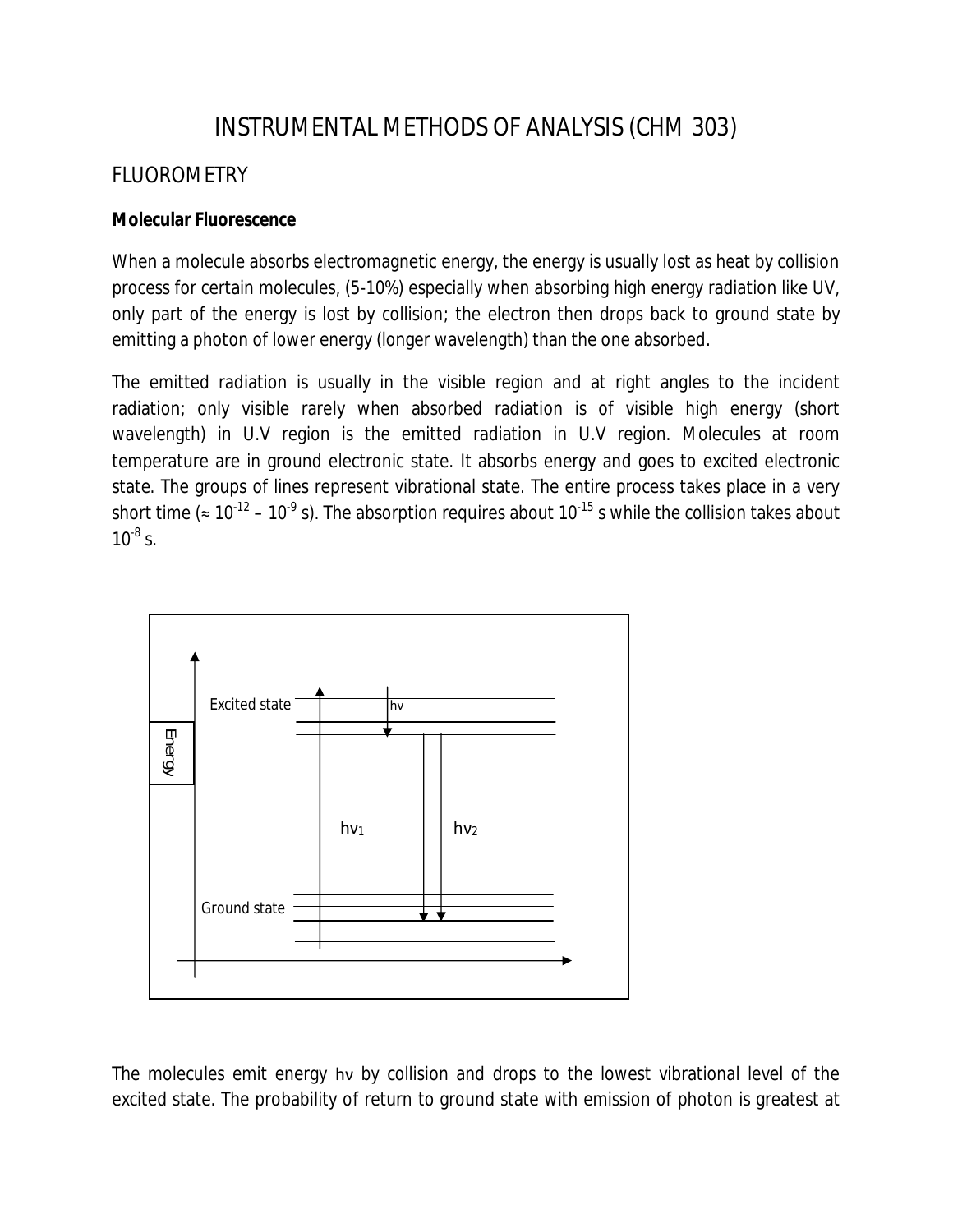# INSTRUMENTAL METHODS OF ANALYSIS (CHM 303)

## FLUOROMETRY

**Molecular Fluorescence**

When a molecule absorbs electromagnetic energy, the energy is usually lost as heat by collision process for certain molecules, (5-10%) especially when absorbing high energy radiation like UV, only part of the energy is lost by collision; the electron then drops back to ground state by emitting a photon of lower energy (longer wavelength) than the one absorbed.

The emitted radiation is usually in the visible region and at right angles to the incident radiation; only visible rarely when absorbed radiation is of visible high energy (short wavelength) in U.V region is the emitted radiation in U.V region. Molecules at room temperature are in ground electronic state. It absorbs energy and goes to excited electronic state. The groups of lines represent vibrational state. The entire process takes place in a very short time ($\approx 10^{-12} – 10^{-9}$ s). The absorption requires about $10^{-15}$ s while the collision takes about $10^{-8}$ s.

The molecules emit energy $h\nu$ by collision and drops to the lowest vibrational level of the excited state. The probability of return to ground state with emission of photon is greatest at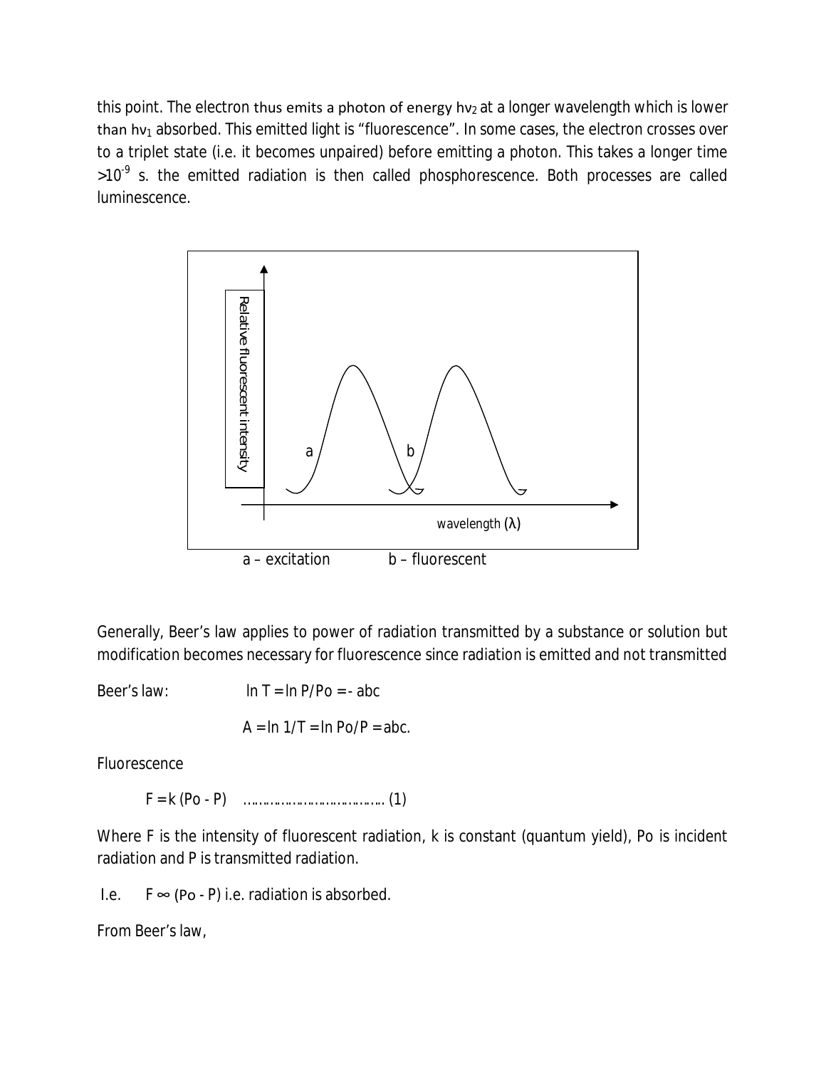this point. The electron thus emits a photon of energy $hv_2$ at a longer wavelength which is lower than $hv_1$ absorbed. This emitted light is "fluorescence". In some cases, the electron crosses over to a triplet state (i.e. it becomes unpaired) before emitting a photon. This takes a longer time $>10^{-9}$ s. the emitted radiation is then called phosphorescence. Both processes are called luminescence.

a – excitation b – fluorescent

Generally, Beer's law applies to power of radiation transmitted by a substance or solution but modification becomes necessary for fluorescence since radiation is emitted and not transmitted

Beer's law: $\ln T = \ln P/Po = - abc$

$A = \ln 1/T = \ln Po/P = abc.$

Fluorescence

$F = k (Po - P)$ ……………………………… (1)

Where F is the intensity of fluorescent radiation, k is constant (quantum yield), Po is incident radiation and P is transmitted radiation.

I.e. $F \propto (Po - P)$ i.e. radiation is absorbed.

From Beer's law,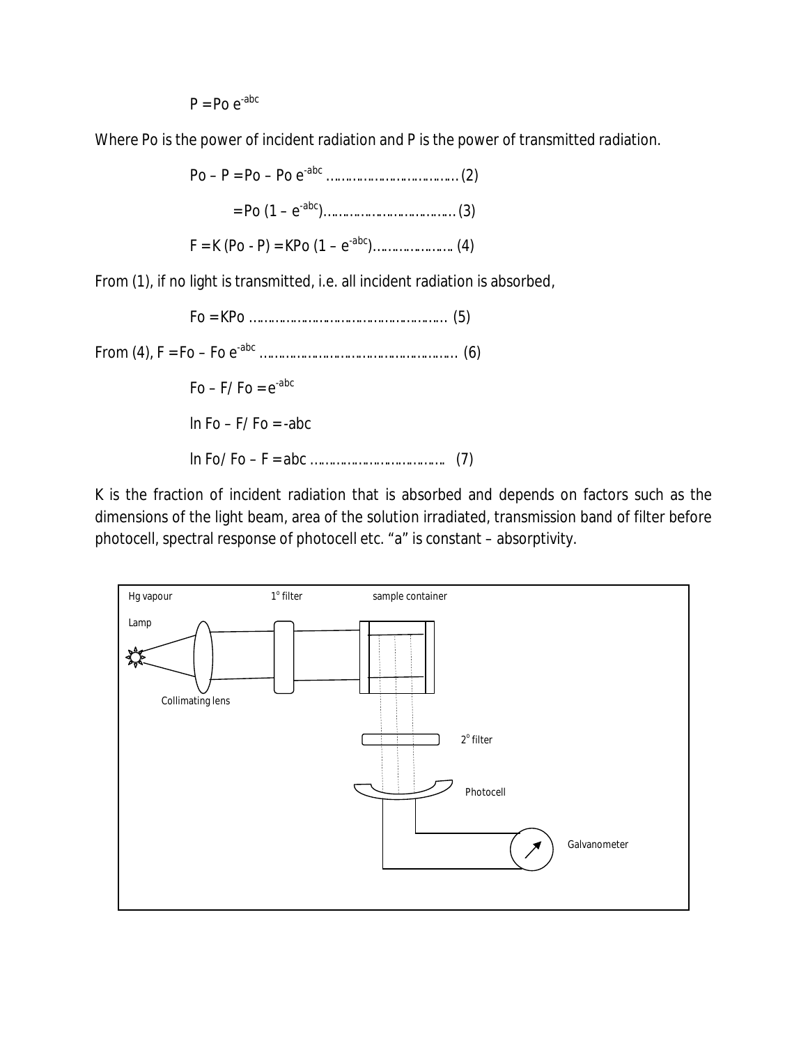$$P = Po\ e^{-abc}$$

Where Po is the power of incident radiation and P is the power of transmitted radiation.

$$Po – P = Po – Po\ e^{-abc} \quad \text{………………………………(2)}$$

$$= Po\ (1 – e^{-abc}) \quad \text{………………………………(3)}$$

$$F = K\ (Po - P) = KPo\ (1 – e^{-abc}) \quad \text{…………………. (4)}$$

From (1), if no light is transmitted, i.e. all incident radiation is absorbed,

$$Fo = KPo \quad \text{………………………………………………. (5)}$$

From (4), $F = Fo – Fo\ e^{-abc}$ ………………………………………………. (6)

$$Fo – F/ Fo = e^{-abc}$$

$$\ln Fo – F/ Fo = -abc$$

$$\ln Fo/ Fo – F = abc \quad \text{……………………………….. (7)}$$

K is the fraction of incident radiation that is absorbed and depends on factors such as the dimensions of the light beam, area of the solution irradiated, transmission band of filter before photocell, spectral response of photocell etc. "a" is constant – absorptivity.

Hg vapour Lamp — Collimating lens — 1° filter — sample container — 2° filter — Photocell — Galvanometer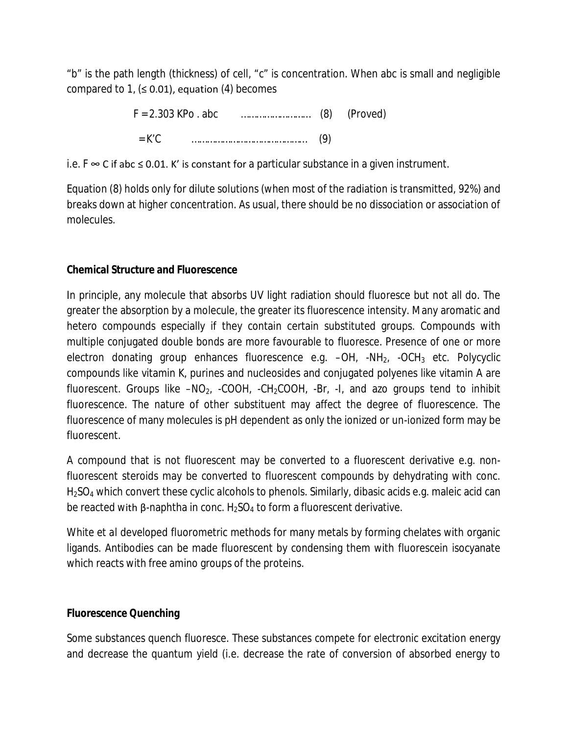"b" is the path length (thickness) of cell, "c" is concentration. When abc is small and negligible compared to 1, ($\leq 0.01$), equation (4) becomes

$$F = 2.303\, KPo \,.\, abc \quad \text{……………………} \quad (8) \quad \text{(Proved)}$$

$$= K'C \quad \text{………………………………………} \quad (9)$$

i.e. $F \propto C$ if $abc \leq 0.01$. K' is constant for a particular substance in a given instrument.

Equation (8) holds only for dilute solutions (when most of the radiation is transmitted, 92%) and breaks down at higher concentration. As usual, there should be no dissociation or association of molecules.

**Chemical Structure and Fluorescence**

In principle, any molecule that absorbs UV light radiation should fluoresce but not all do. The greater the absorption by a molecule, the greater its fluorescence intensity. Many aromatic and hetero compounds especially if they contain certain substituted groups. Compounds with multiple conjugated double bonds are more favourable to fluoresce. Presence of one or more electron donating group enhances fluorescence e.g. –OH, $-NH_2$, $-OCH_3$ etc. Polycyclic compounds like vitamin K, purines and nucleosides and conjugated polyenes like vitamin A are fluorescent. Groups like $-NO_2$, -COOH, $-CH_2COOH$, -Br, -I, and azo groups tend to inhibit fluorescence. The nature of other substituent may affect the degree of fluorescence. The fluorescence of many molecules is pH dependent as only the ionized or un-ionized form may be fluorescent.

A compound that is not fluorescent may be converted to a fluorescent derivative e.g. non-fluorescent steroids may be converted to fluorescent compounds by dehydrating with conc. $H_2SO_4$ which convert these cyclic alcohols to phenols. Similarly, dibasic acids e.g. maleic acid can be reacted with β-naphtha in conc. $H_2SO_4$ to form a fluorescent derivative.

White et al developed fluorometric methods for many metals by forming chelates with organic ligands. Antibodies can be made fluorescent by condensing them with fluorescein isocyanate which reacts with free amino groups of the proteins.

**Fluorescence Quenching**

Some substances quench fluoresce. These substances compete for electronic excitation energy and decrease the quantum yield (i.e. decrease the rate of conversion of absorbed energy to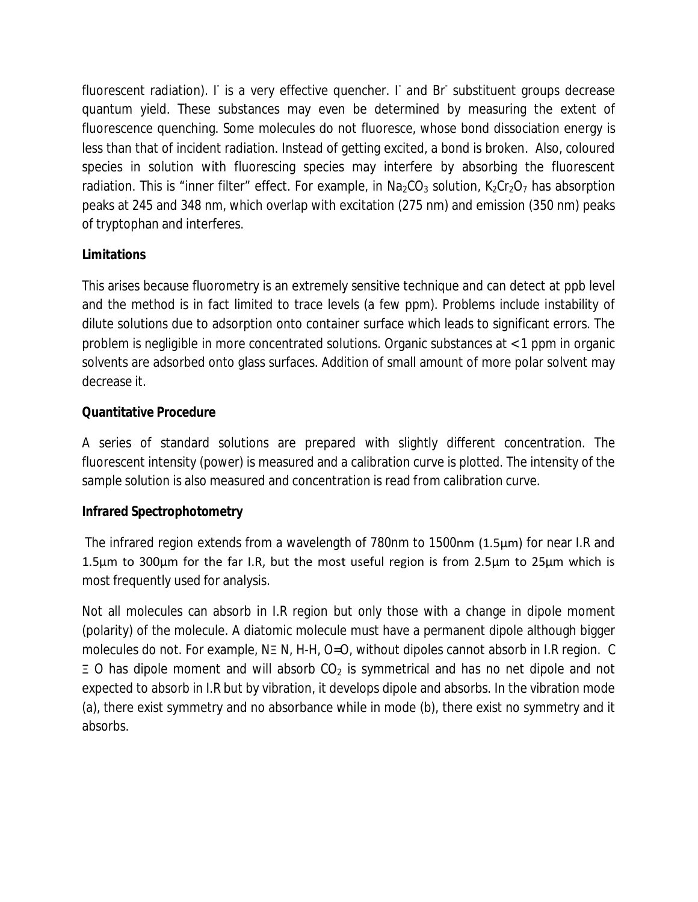fluorescent radiation). $I^-$ is a very effective quencher. $I^-$ and $Br^-$ substituent groups decrease quantum yield. These substances may even be determined by measuring the extent of fluorescence quenching. Some molecules do not fluoresce, whose bond dissociation energy is less than that of incident radiation. Instead of getting excited, a bond is broken. Also, coloured species in solution with fluorescing species may interfere by absorbing the fluorescent radiation. This is "inner filter" effect. For example, in $Na_2CO_3$ solution, $K_2Cr_2O_7$ has absorption peaks at 245 and 348 nm, which overlap with excitation (275 nm) and emission (350 nm) peaks of tryptophan and interferes.

**Limitations**

This arises because fluorometry is an extremely sensitive technique and can detect at ppb level and the method is in fact limited to trace levels (a few ppm). Problems include instability of dilute solutions due to adsorption onto container surface which leads to significant errors. The problem is negligible in more concentrated solutions. Organic substances at < 1 ppm in organic solvents are adsorbed onto glass surfaces. Addition of small amount of more polar solvent may decrease it.

**Quantitative Procedure**

A series of standard solutions are prepared with slightly different concentration. The fluorescent intensity (power) is measured and a calibration curve is plotted. The intensity of the sample solution is also measured and concentration is read from calibration curve.

**Infrared Spectrophotometry**

The infrared region extends from a wavelength of 780nm to 1500nm (1.5μm) for near I.R and 1.5μm to 300μm for the far I.R, but the most useful region is from 2.5μm to 25μm which is most frequently used for analysis.

Not all molecules can absorb in I.R region but only those with a change in dipole moment (polarity) of the molecule. A diatomic molecule must have a permanent dipole although bigger molecules do not. For example, N≡ N, H-H, O=O, without dipoles cannot absorb in I.R region. C ≡ O has dipole moment and will absorb $CO_2$ is symmetrical and has no net dipole and not expected to absorb in I.R but by vibration, it develops dipole and absorbs. In the vibration mode (a), there exist symmetry and no absorbance while in mode (b), there exist no symmetry and it absorbs.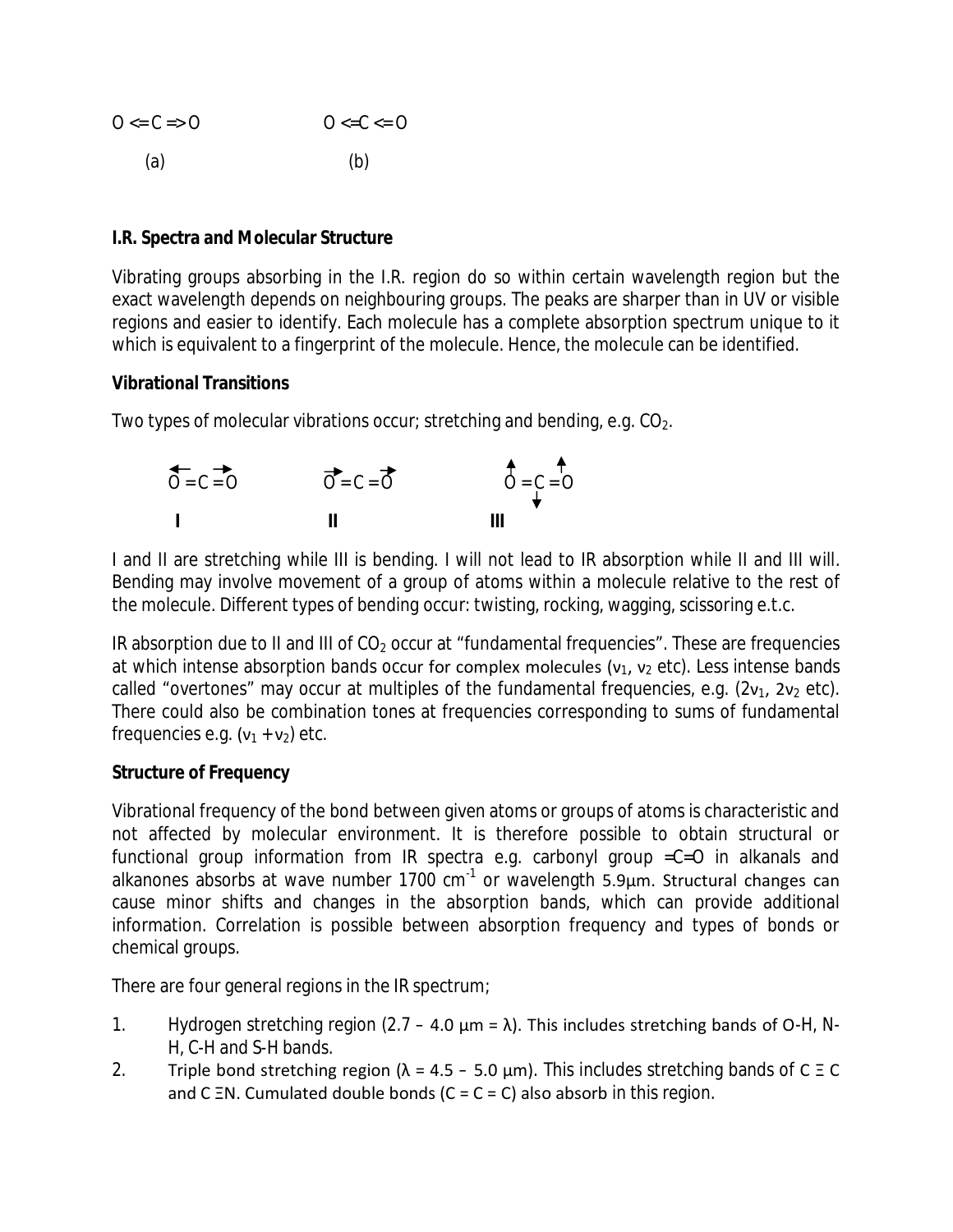O <= C => O                    O <=C <= O

(a)                                  (b)

**I.R. Spectra and Molecular Structure**

Vibrating groups absorbing in the I.R. region do so within certain wavelength region but the exact wavelength depends on neighbouring groups. The peaks are sharper than in UV or visible regions and easier to identify. Each molecule has a complete absorption spectrum unique to it which is equivalent to a fingerprint of the molecule. Hence, the molecule can be identified.

**Vibrational Transitions**

Two types of molecular vibrations occur; stretching and bending, e.g. $CO_2$.

$\overleftarrow{O}=C=\overrightarrow{O}$          $\overrightarrow{O}=C=\overrightarrow{O}$          $\overset{\uparrow}{O}=\underset{\downarrow}{C}=\overset{\uparrow}{O}$

**I**                              **II**                              **III**

I and II are stretching while III is bending. I will not lead to IR absorption while II and III will. Bending may involve movement of a group of atoms within a molecule relative to the rest of the molecule. Different types of bending occur: twisting, rocking, wagging, scissoring e.t.c.

IR absorption due to II and III of $CO_2$ occur at "fundamental frequencies". These are frequencies at which intense absorption bands occur for complex molecules ($v_1$, $v_2$ etc). Less intense bands called "overtones" may occur at multiples of the fundamental frequencies, e.g. ($2v_1$, $2v_2$ etc). There could also be combination tones at frequencies corresponding to sums of fundamental frequencies e.g. ($v_1 + v_2$) etc.

**Structure of Frequency**

Vibrational frequency of the bond between given atoms or groups of atoms is characteristic and not affected by molecular environment. It is therefore possible to obtain structural or functional group information from IR spectra e.g. carbonyl group =C=O in alkanals and alkanones absorbs at wave number 1700 $cm^{-1}$ or wavelength 5.9μm. Structural changes can cause minor shifts and changes in the absorption bands, which can provide additional information. Correlation is possible between absorption frequency and types of bonds or chemical groups.

There are four general regions in the IR spectrum;

1. Hydrogen stretching region (2.7 – 4.0 μm = λ). This includes stretching bands of O-H, N-H, C-H and S-H bands.
2. Triple bond stretching region (λ = 4.5 – 5.0 μm). This includes stretching bands of C Ξ C and C ΞN. Cumulated double bonds (C = C = C) also absorb in this region.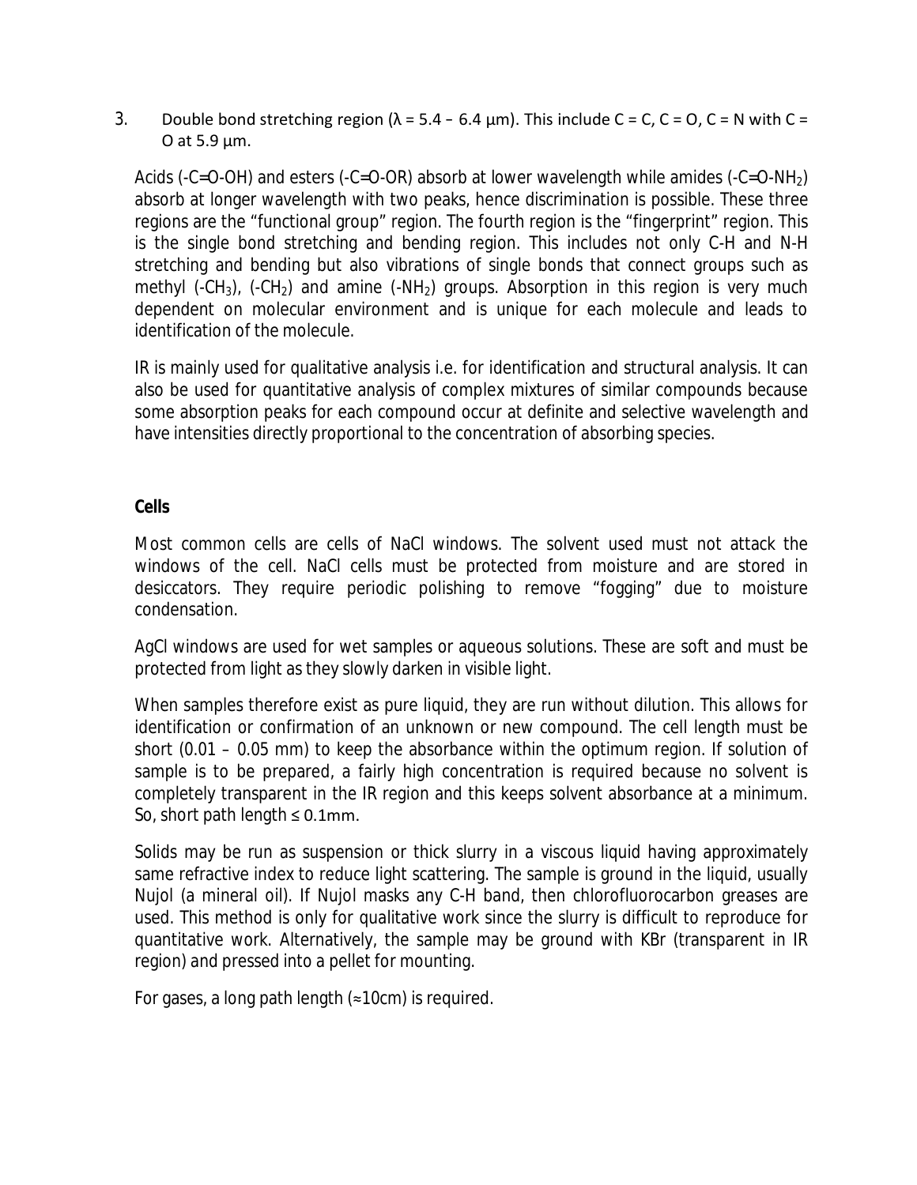3. Double bond stretching region ($\lambda = 5.4 - 6.4\ \mu m$). This include C = C, C = O, C = N with C = O at 5.9 μm.

Acids (-C=O-OH) and esters (-C=O-OR) absorb at lower wavelength while amides (-C=O-$NH_2$) absorb at longer wavelength with two peaks, hence discrimination is possible. These three regions are the "functional group" region. The fourth region is the "fingerprint" region. This is the single bond stretching and bending region. This includes not only C-H and N-H stretching and bending but also vibrations of single bonds that connect groups such as methyl (-$CH_3$), (-$CH_2$) and amine (-$NH_2$) groups. Absorption in this region is very much dependent on molecular environment and is unique for each molecule and leads to identification of the molecule.

IR is mainly used for qualitative analysis i.e. for identification and structural analysis. It can also be used for quantitative analysis of complex mixtures of similar compounds because some absorption peaks for each compound occur at definite and selective wavelength and have intensities directly proportional to the concentration of absorbing species.

**Cells**

Most common cells are cells of NaCl windows. The solvent used must not attack the windows of the cell. NaCl cells must be protected from moisture and are stored in desiccators. They require periodic polishing to remove "fogging" due to moisture condensation.

AgCl windows are used for wet samples or aqueous solutions. These are soft and must be protected from light as they slowly darken in visible light.

When samples therefore exist as pure liquid, they are run without dilution. This allows for identification or confirmation of an unknown or new compound. The cell length must be short (0.01 – 0.05 mm) to keep the absorbance within the optimum region. If solution of sample is to be prepared, a fairly high concentration is required because no solvent is completely transparent in the IR region and this keeps solvent absorbance at a minimum. So, short path length ≤ 0.1mm.

Solids may be run as suspension or thick slurry in a viscous liquid having approximately same refractive index to reduce light scattering. The sample is ground in the liquid, usually Nujol (a mineral oil). If Nujol masks any C-H band, then chlorofluorocarbon greases are used. This method is only for qualitative work since the slurry is difficult to reproduce for quantitative work. Alternatively, the sample may be ground with KBr (transparent in IR region) and pressed into a pellet for mounting.

For gases, a long path length (≈10cm) is required.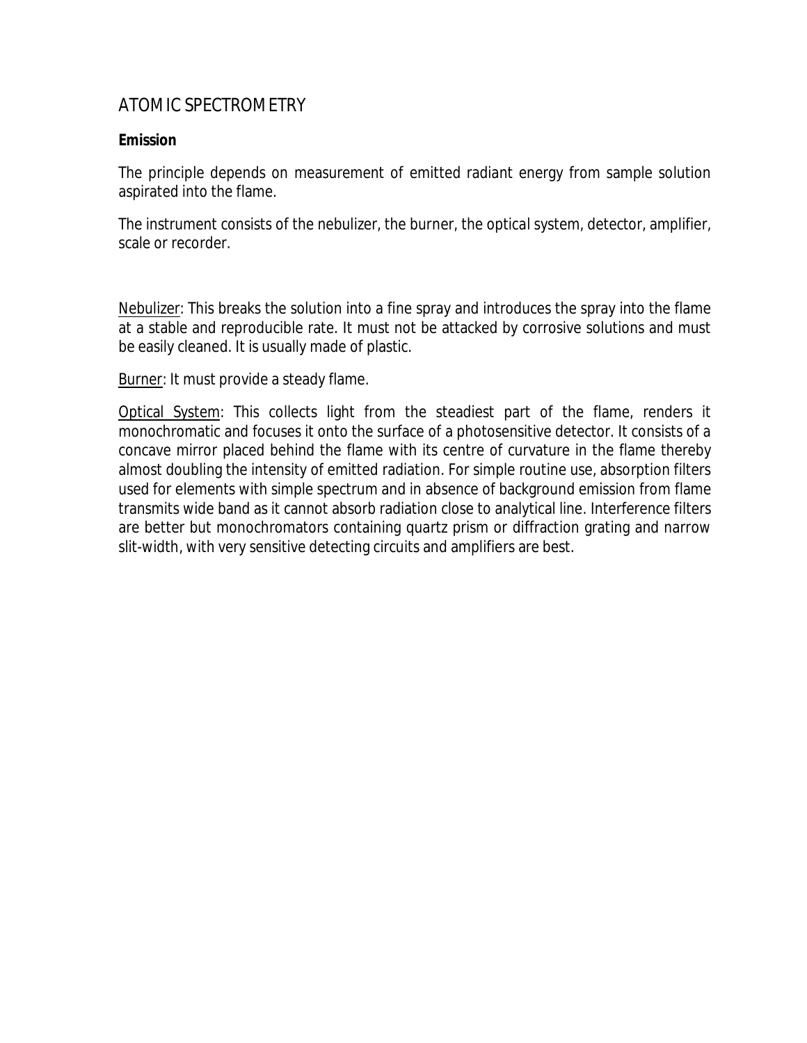# ATOMIC SPECTROMETRY

**Emission**

The principle depends on measurement of emitted radiant energy from sample solution aspirated into the flame.

The instrument consists of the nebulizer, the burner, the optical system, detector, amplifier, scale or recorder.

Nebulizer: This breaks the solution into a fine spray and introduces the spray into the flame at a stable and reproducible rate. It must not be attacked by corrosive solutions and must be easily cleaned. It is usually made of plastic.

Burner: It must provide a steady flame.

Optical System: This collects light from the steadiest part of the flame, renders it monochromatic and focuses it onto the surface of a photosensitive detector. It consists of a concave mirror placed behind the flame with its centre of curvature in the flame thereby almost doubling the intensity of emitted radiation. For simple routine use, absorption filters used for elements with simple spectrum and in absence of background emission from flame transmits wide band as it cannot absorb radiation close to analytical line. Interference filters are better but monochromators containing quartz prism or diffraction grating and narrow slit-width, with very sensitive detecting circuits and amplifiers are best.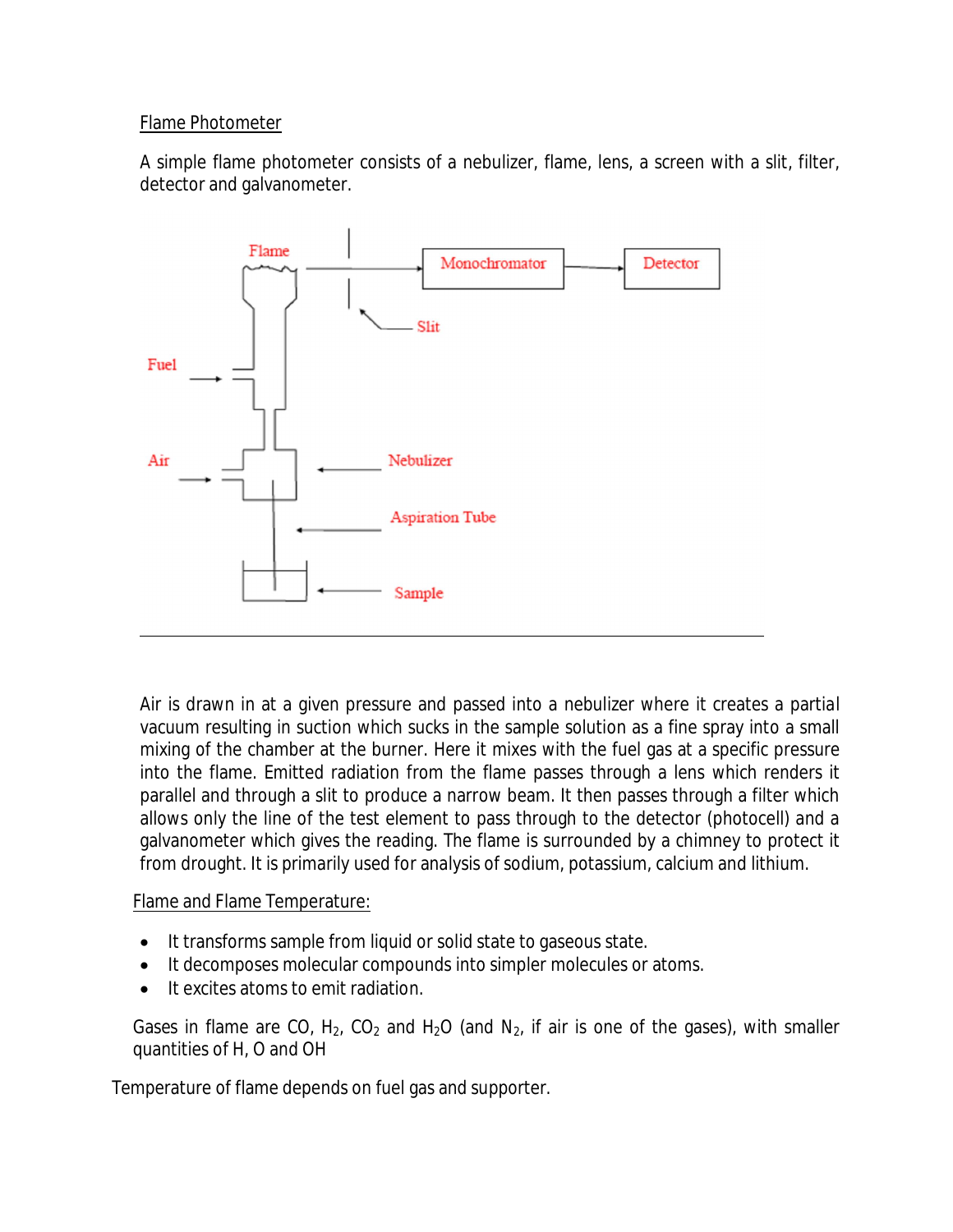Flame Photometer

A simple flame photometer consists of a nebulizer, flame, lens, a screen with a slit, filter, detector and galvanometer.

Air is drawn in at a given pressure and passed into a nebulizer where it creates a partial vacuum resulting in suction which sucks in the sample solution as a fine spray into a small mixing of the chamber at the burner. Here it mixes with the fuel gas at a specific pressure into the flame. Emitted radiation from the flame passes through a lens which renders it parallel and through a slit to produce a narrow beam. It then passes through a filter which allows only the line of the test element to pass through to the detector (photocell) and a galvanometer which gives the reading. The flame is surrounded by a chimney to protect it from drought. It is primarily used for analysis of sodium, potassium, calcium and lithium.

Flame and Flame Temperature:

- It transforms sample from liquid or solid state to gaseous state.
- It decomposes molecular compounds into simpler molecules or atoms.
- It excites atoms to emit radiation.

Gases in flame are CO, $H_2$, $CO_2$ and $H_2O$ (and $N_2$, if air is one of the gases), with smaller quantities of H, O and OH

Temperature of flame depends on fuel gas and supporter.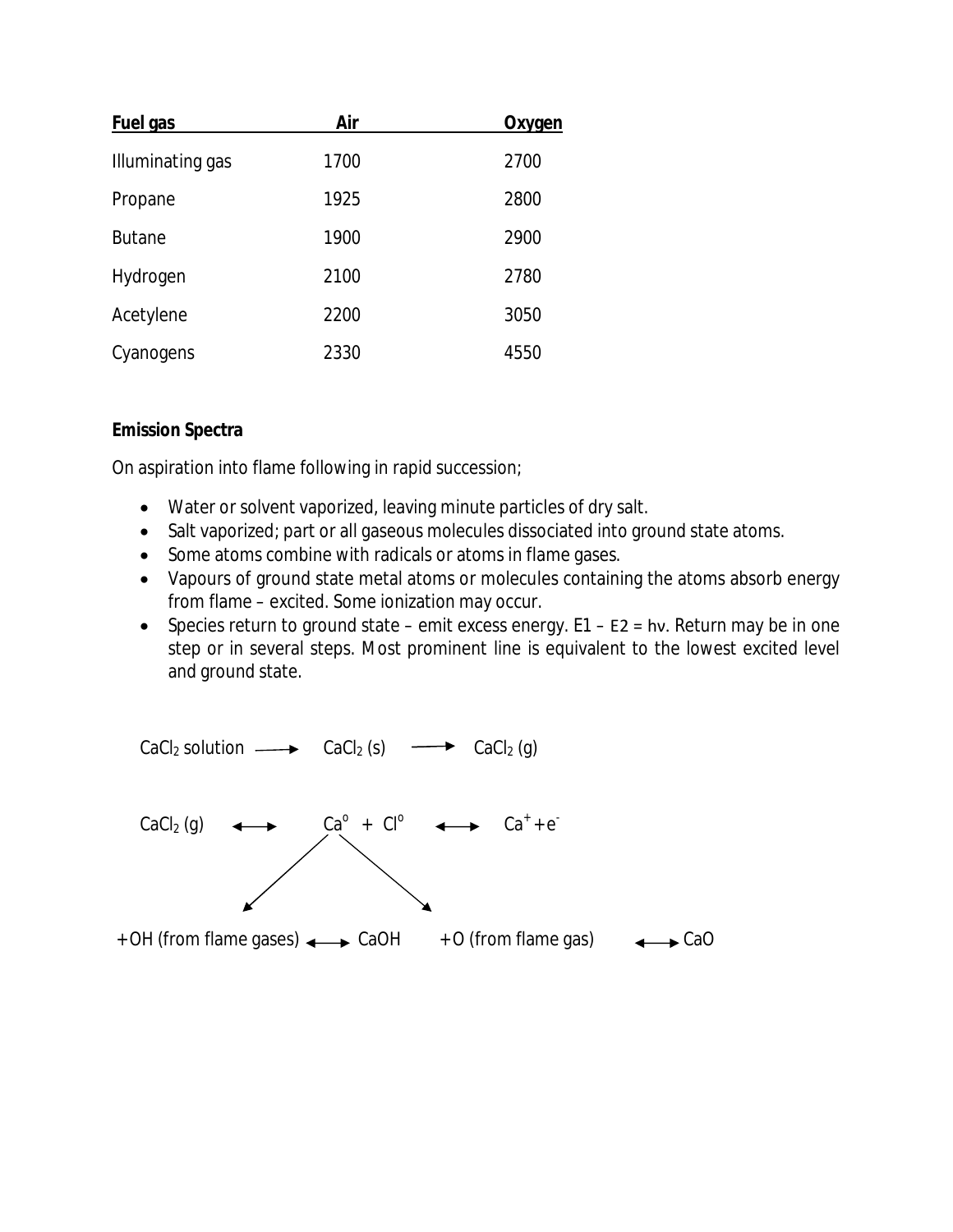| Fuel gas | Air | Oxygen |
|---|---|---|
| Illuminating gas | 1700 | 2700 |
| Propane | 1925 | 2800 |
| Butane | 1900 | 2900 |
| Hydrogen | 2100 | 2780 |
| Acetylene | 2200 | 3050 |
| Cyanogens | 2330 | 4550 |

**Emission Spectra**

On aspiration into flame following in rapid succession;

- Water or solvent vaporized, leaving minute particles of dry salt.
- Salt vaporized; part or all gaseous molecules dissociated into ground state atoms.
- Some atoms combine with radicals or atoms in flame gases.
- Vapours of ground state metal atoms or molecules containing the atoms absorb energy from flame – excited. Some ionization may occur.
- Species return to ground state – emit excess energy. $E1 - E2 = h\nu$. Return may be in one step or in several steps. Most prominent line is equivalent to the lowest excited level and ground state.

$$CaCl_2 \text{ solution} \longrightarrow CaCl_2 (s) \longrightarrow CaCl_2 (g)$$

$$CaCl_2 (g) \longleftrightarrow Ca^o + Cl^o \longleftrightarrow Ca^+ + e^-$$

$$+OH \text{ (from flame gases)} \longleftrightarrow CaOH \qquad +O \text{ (from flame gas)} \longleftrightarrow CaO$$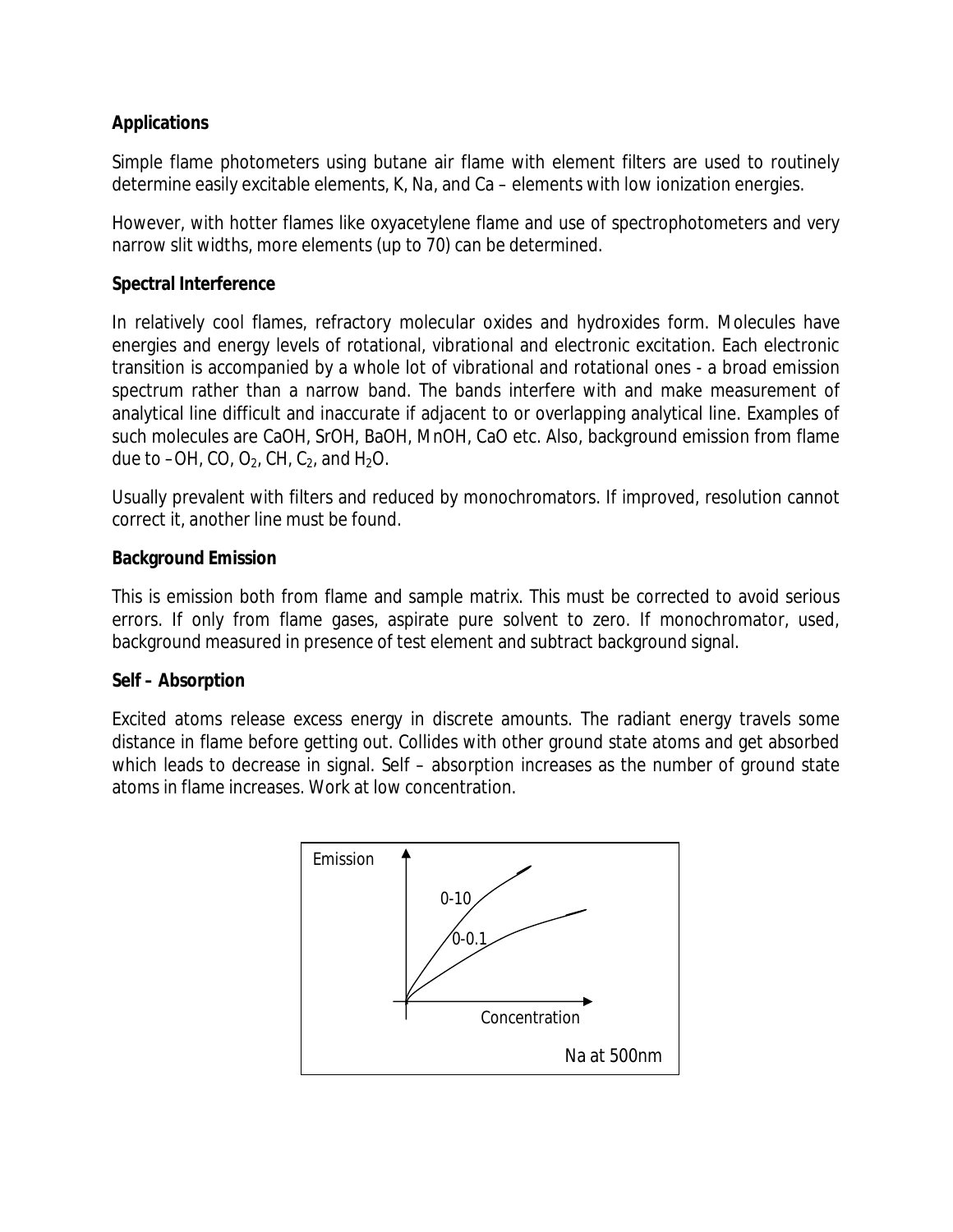**Applications**

Simple flame photometers using butane air flame with element filters are used to routinely determine easily excitable elements, K, Na, and Ca – elements with low ionization energies.

However, with hotter flames like oxyacetylene flame and use of spectrophotometers and very narrow slit widths, more elements (up to 70) can be determined.

**Spectral Interference**

In relatively cool flames, refractory molecular oxides and hydroxides form. Molecules have energies and energy levels of rotational, vibrational and electronic excitation. Each electronic transition is accompanied by a whole lot of vibrational and rotational ones - a broad emission spectrum rather than a narrow band. The bands interfere with and make measurement of analytical line difficult and inaccurate if adjacent to or overlapping analytical line. Examples of such molecules are CaOH, SrOH, BaOH, MnOH, CaO etc. Also, background emission from flame due to –OH, CO, $O_2$, CH, $C_2$, and $H_2O$.

Usually prevalent with filters and reduced by monochromators. If improved, resolution cannot correct it, another line must be found.

**Background Emission**

This is emission both from flame and sample matrix. This must be corrected to avoid serious errors. If only from flame gases, aspirate pure solvent to zero. If monochromator, used, background measured in presence of test element and subtract background signal.

**Self – Absorption**

Excited atoms release excess energy in discrete amounts. The radiant energy travels some distance in flame before getting out. Collides with other ground state atoms and get absorbed which leads to decrease in signal. Self – absorption increases as the number of ground state atoms in flame increases. Work at low concentration.

Emission

0-10

0-0.1

Concentration

Na at 500nm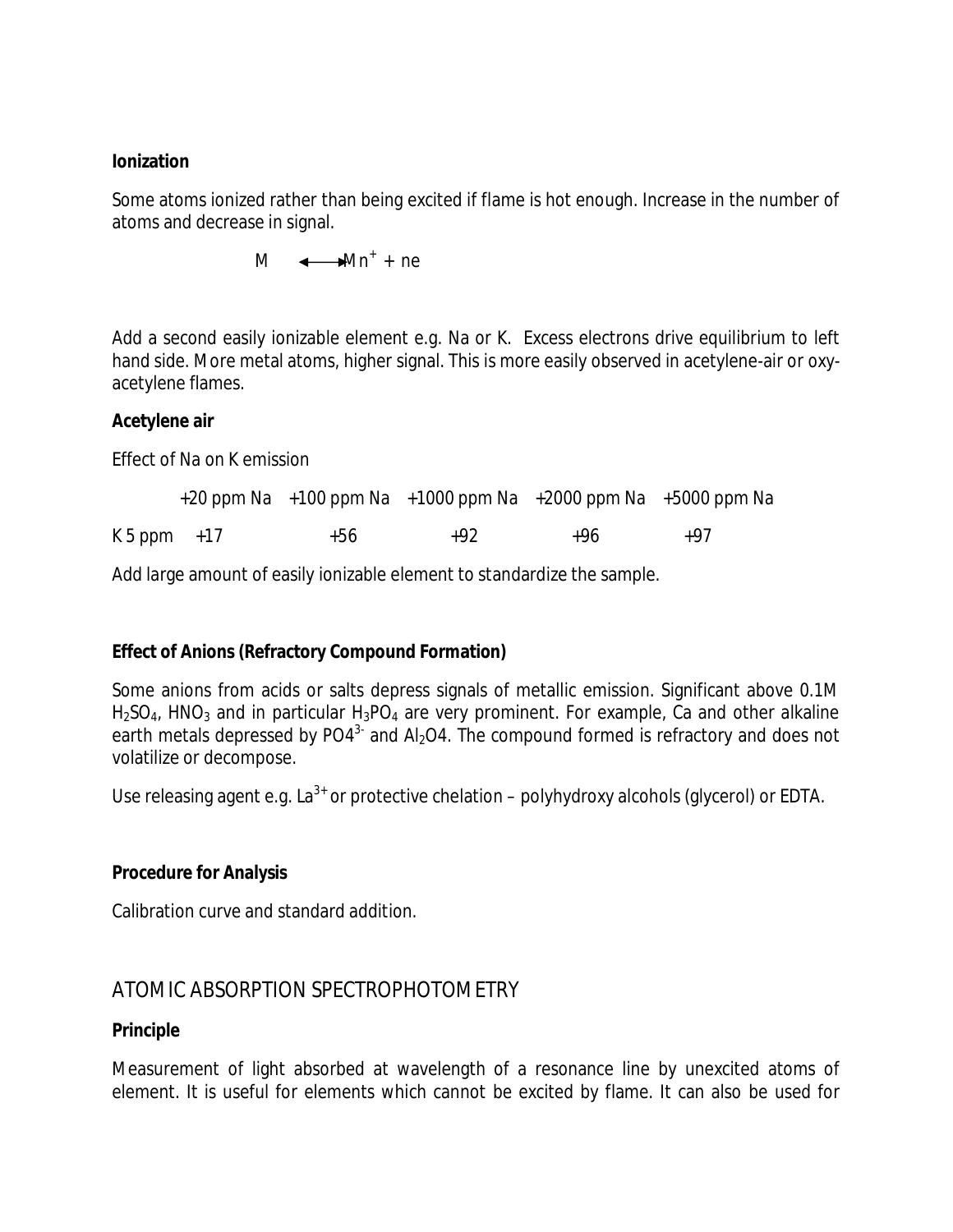**Ionization**

Some atoms ionized rather than being excited if flame is hot enough. Increase in the number of atoms and decrease in signal.

$$M \longleftrightarrow Mn^{+} + ne$$

Add a second easily ionizable element e.g. Na or K. Excess electrons drive equilibrium to left hand side. More metal atoms, higher signal. This is more easily observed in acetylene-air or oxy-acetylene flames.

**Acetylene air**

Effect of Na on K emission

| | +20 ppm Na | +100 ppm Na | +1000 ppm Na | +2000 ppm Na | +5000 ppm Na |
|---|---|---|---|---|---|
| K 5 ppm | +17 | +56 | +92 | +96 | +97 |

Add large amount of easily ionizable element to standardize the sample.

**Effect of Anions (Refractory Compound Formation)**

Some anions from acids or salts depress signals of metallic emission. Significant above 0.1M $H_2SO_4$, $HNO_3$ and in particular $H_3PO_4$ are very prominent. For example, Ca and other alkaline earth metals depressed by $PO4^{3-}$ and $Al_2O4$. The compound formed is refractory and does not volatilize or decompose.

Use releasing agent e.g. $La^{3+}$ or protective chelation – polyhydroxy alcohols (glycerol) or EDTA.

**Procedure for Analysis**

Calibration curve and standard addition.

## ATOMIC ABSORPTION SPECTROPHOTOMETRY

**Principle**

Measurement of light absorbed at wavelength of a resonance line by unexcited atoms of element. It is useful for elements which cannot be excited by flame. It can also be used for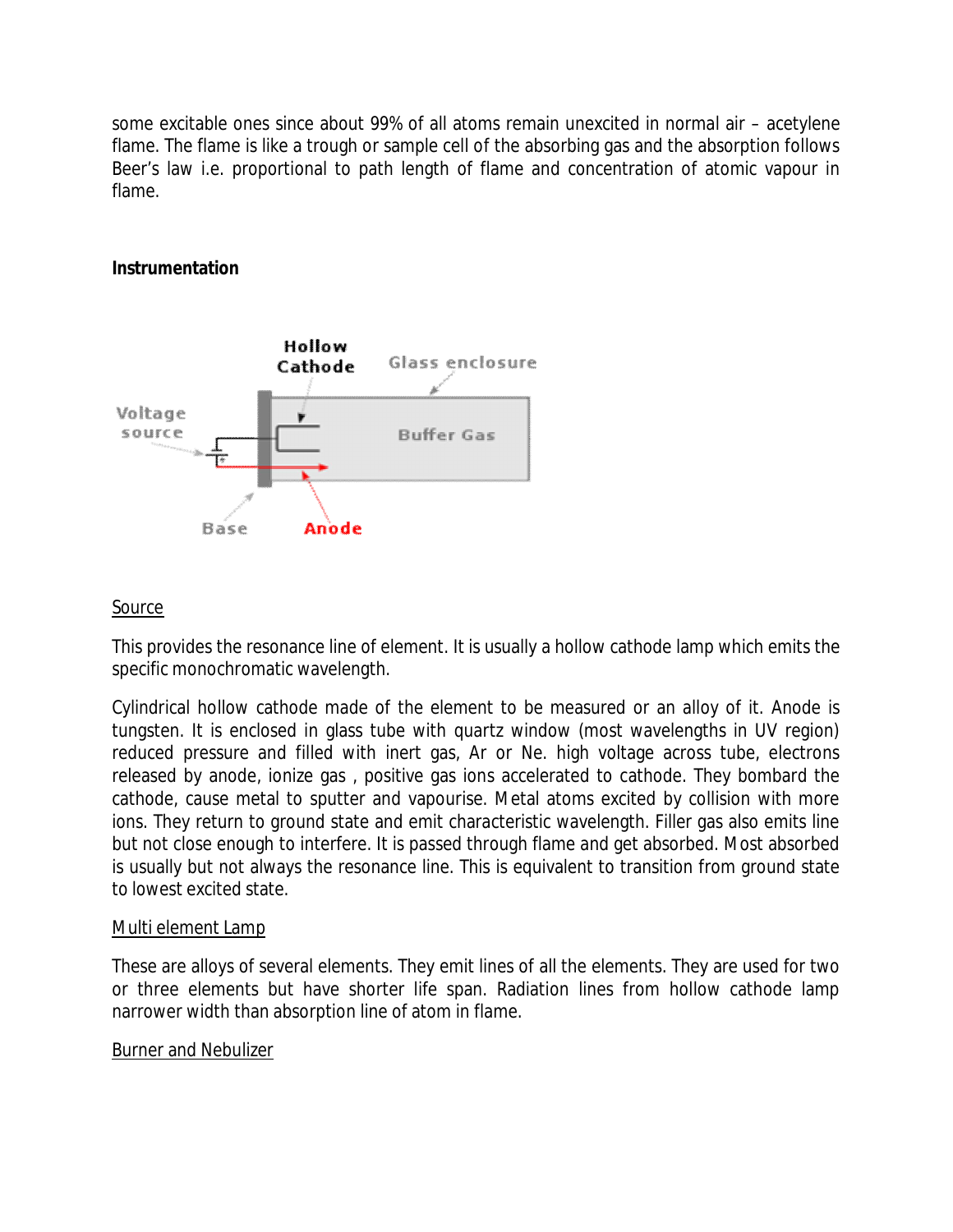some excitable ones since about 99% of all atoms remain unexcited in normal air – acetylene flame. The flame is like a trough or sample cell of the absorbing gas and the absorption follows Beer's law i.e. proportional to path length of flame and concentration of atomic vapour in flame.

**Instrumentation**

Source

This provides the resonance line of element. It is usually a hollow cathode lamp which emits the specific monochromatic wavelength.

Cylindrical hollow cathode made of the element to be measured or an alloy of it. Anode is tungsten. It is enclosed in glass tube with quartz window (most wavelengths in UV region) reduced pressure and filled with inert gas, Ar or Ne. high voltage across tube, electrons released by anode, ionize gas , positive gas ions accelerated to cathode. They bombard the cathode, cause metal to sputter and vapourise. Metal atoms excited by collision with more ions. They return to ground state and emit characteristic wavelength. Filler gas also emits line but not close enough to interfere. It is passed through flame and get absorbed. Most absorbed is usually but not always the resonance line. This is equivalent to transition from ground state to lowest excited state.

Multi element Lamp

These are alloys of several elements. They emit lines of all the elements. They are used for two or three elements but have shorter life span. Radiation lines from hollow cathode lamp narrower width than absorption line of atom in flame.

Burner and Nebulizer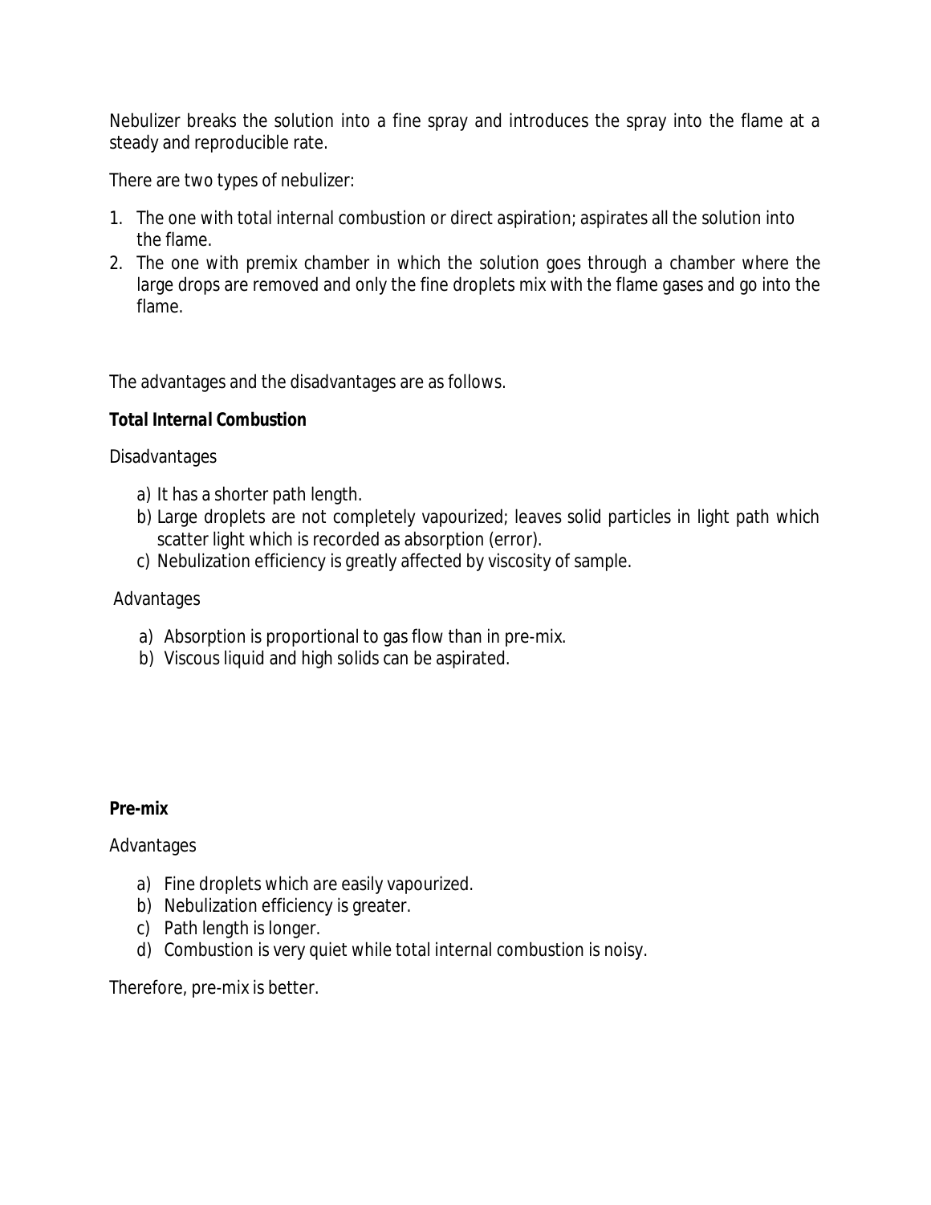Nebulizer breaks the solution into a fine spray and introduces the spray into the flame at a steady and reproducible rate.

There are two types of nebulizer:

1. The one with total internal combustion or direct aspiration; aspirates all the solution into the flame.
2. The one with premix chamber in which the solution goes through a chamber where the large drops are removed and only the fine droplets mix with the flame gases and go into the flame.

The advantages and the disadvantages are as follows.

***Total Internal Combustion***

Disadvantages

a) It has a shorter path length.
b) Large droplets are not completely vapourized; leaves solid particles in light path which scatter light which is recorded as absorption (error).
c) Nebulization efficiency is greatly affected by viscosity of sample.

Advantages

a) Absorption is proportional to gas flow than in pre-mix.
b) Viscous liquid and high solids can be aspirated.

**Pre-mix**

Advantages

a) Fine droplets which are easily vapourized.
b) Nebulization efficiency is greater.
c) Path length is longer.
d) Combustion is very quiet while total internal combustion is noisy.

Therefore, pre-mix is better.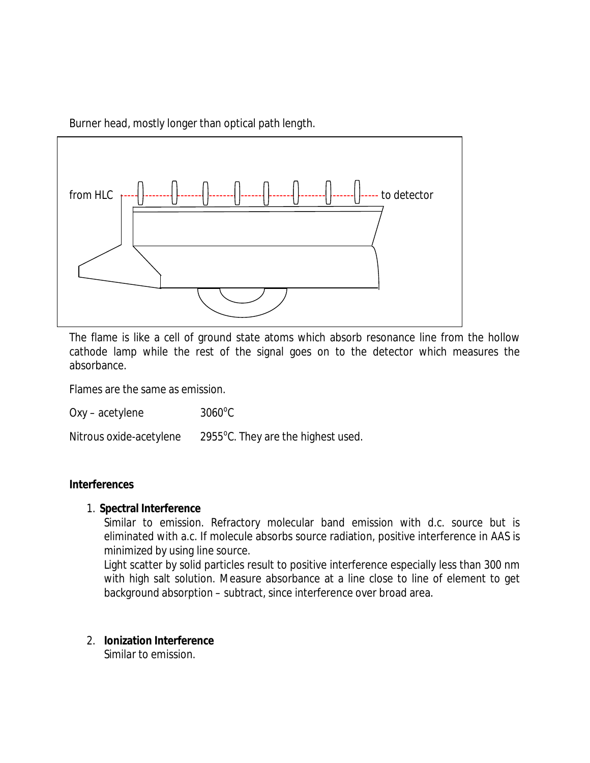Burner head, mostly longer than optical path length.

from HLC ---------- to detector

The flame is like a cell of ground state atoms which absorb resonance line from the hollow cathode lamp while the rest of the signal goes on to the detector which measures the absorbance.

Flames are the same as emission.

Oxy – acetylene $3060^{o}C$

Nitrous oxide-acetylene $2955^{o}C$. They are the highest used.

**Interferences**

1. **Spectral Interference**

   Similar to emission. Refractory molecular band emission with d.c. source but is eliminated with a.c. If molecule absorbs source radiation, positive interference in AAS is minimized by using line source.

   Light scatter by solid particles result to positive interference especially less than 300 nm with high salt solution. Measure absorbance at a line close to line of element to get background absorption – subtract, since interference over broad area.

2. **Ionization Interference**

   Similar to emission.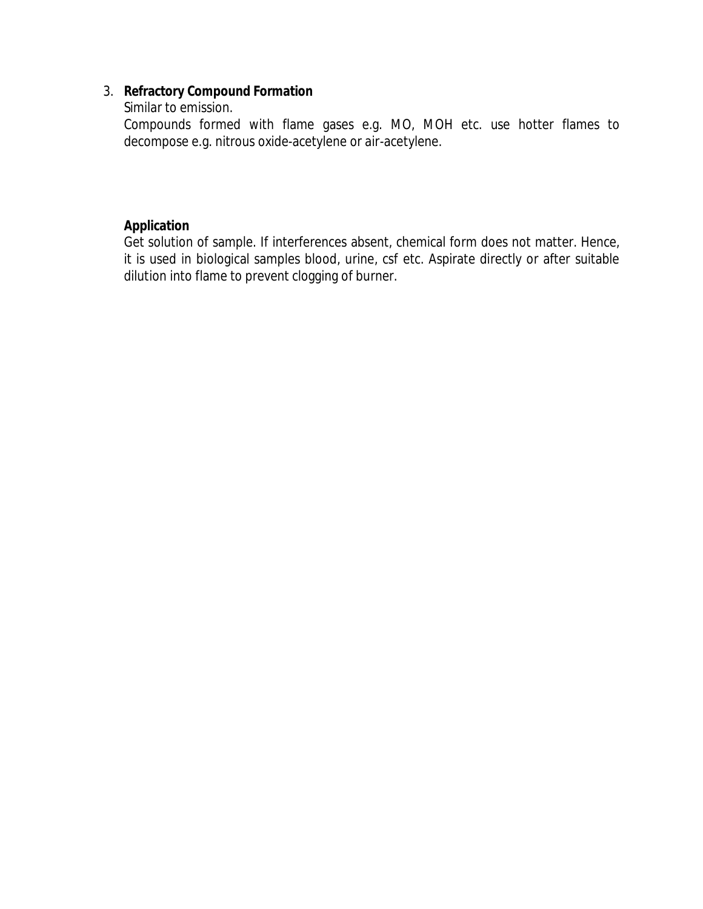3. **Refractory Compound Formation**

   Similar to emission.

   Compounds formed with flame gases e.g. MO, MOH etc. use hotter flames to decompose e.g. nitrous oxide-acetylene or air-acetylene.

**Application**

Get solution of sample. If interferences absent, chemical form does not matter. Hence, it is used in biological samples blood, urine, csf etc. Aspirate directly or after suitable dilution into flame to prevent clogging of burner.